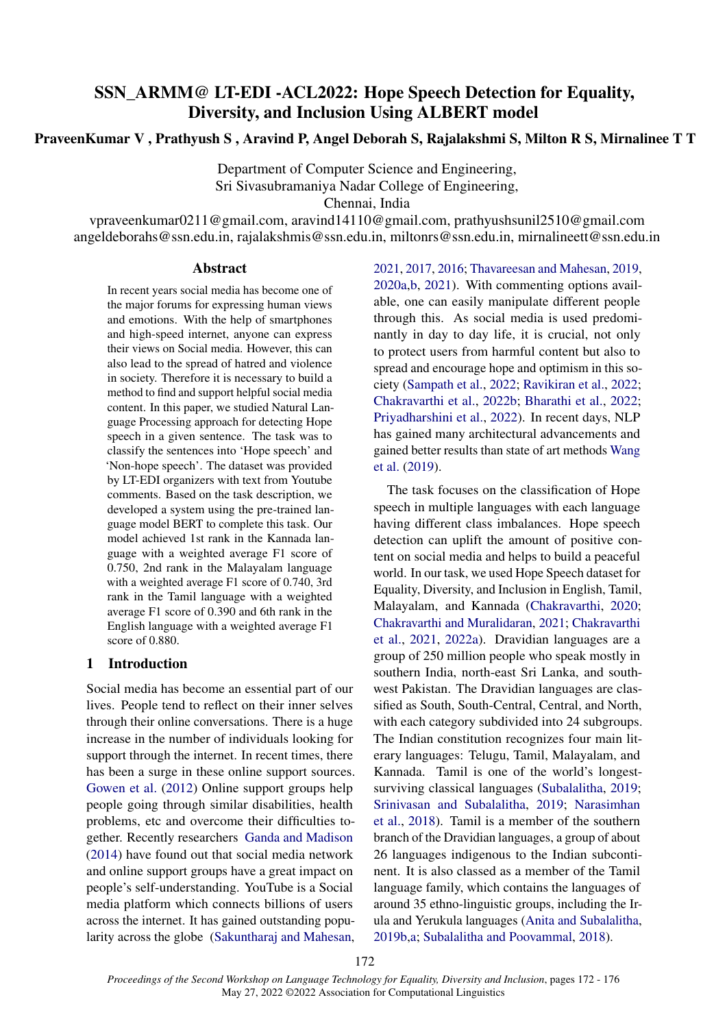# SSN_ARMM@ LT-EDI -ACL2022: Hope Speech Detection for Equality, Diversity, and Inclusion Using ALBERT model

**PraveenKumar V , Prathyush S , Aravind P, Angel Deborah S, Rajalakshmi S, Milton R S, Mirnalinee T T**

Department of Computer Science and Engineering,
Sri Sivasubramaniya Nadar College of Engineering,
Chennai, India
vpraveenkumar0211@gmail.com, aravind14110@gmail.com, prathyushsunil2510@gmail.com
angeldeborahs@ssn.edu.in, rajalakshmis@ssn.edu.in, miltonrs@ssn.edu.in, mirnalineett@ssn.edu.in

## Abstract

In recent years social media has become one of the major forums for expressing human views and emotions. With the help of smartphones and high-speed internet, anyone can express their views on Social media. However, this can also lead to the spread of hatred and violence in society. Therefore it is necessary to build a method to find and support helpful social media content. In this paper, we studied Natural Language Processing approach for detecting Hope speech in a given sentence. The task was to classify the sentences into 'Hope speech' and 'Non-hope speech'. The dataset was provided by LT-EDI organizers with text from Youtube comments. Based on the task description, we developed a system using the pre-trained language model BERT to complete this task. Our model achieved 1st rank in the Kannada language with a weighted average F1 score of 0.750, 2nd rank in the Malayalam language with a weighted average F1 score of 0.740, 3rd rank in the Tamil language with a weighted average F1 score of 0.390 and 6th rank in the English language with a weighted average F1 score of 0.880.

## 1 Introduction

Social media has become an essential part of our lives. People tend to reflect on their inner selves through their online conversations. There is a huge increase in the number of individuals looking for support through the internet. In recent times, there has been a surge in these online support sources. Gowen et al. (2012) Online support groups help people going through similar disabilities, health problems, etc and overcome their difficulties together. Recently researchers Ganda and Madison (2014) have found out that social media network and online support groups have a great impact on people's self-understanding. YouTube is a Social media platform which connects billions of users across the internet. It has gained outstanding popularity across the globe (Sakuntharaj and Mahesan, 2021, 2017, 2016; Thavareesan and Mahesan, 2019, 2020a,b, 2021). With commenting options available, one can easily manipulate different people through this. As social media is used predominantly in day to day life, it is crucial, not only to protect users from harmful content but also to spread and encourage hope and optimism in this society (Sampath et al., 2022; Ravikiran et al., 2022; Chakravarthi et al., 2022b; Bharathi et al., 2022; Priyadharshini et al., 2022). In recent days, NLP has gained many architectural advancements and gained better results than state of art methods Wang et al. (2019).

The task focuses on the classification of Hope speech in multiple languages with each language having different class imbalances. Hope speech detection can uplift the amount of positive content on social media and helps to build a peaceful world. In our task, we used Hope Speech dataset for Equality, Diversity, and Inclusion in English, Tamil, Malayalam, and Kannada (Chakravarthi, 2020; Chakravarthi and Muralidaran, 2021; Chakravarthi et al., 2021, 2022a). Dravidian languages are a group of 250 million people who speak mostly in southern India, north-east Sri Lanka, and south-west Pakistan. The Dravidian languages are classified as South, South-Central, Central, and North, with each category subdivided into 24 subgroups. The Indian constitution recognizes four main literary languages: Telugu, Tamil, Malayalam, and Kannada. Tamil is one of the world's longest-surviving classical languages (Subalalitha, 2019; Srinivasan and Subalalitha, 2019; Narasimhan et al., 2018). Tamil is a member of the southern branch of the Dravidian languages, a group of about 26 languages indigenous to the Indian subcontinent. It is also classed as a member of the Tamil language family, which contains the languages of around 35 ethno-linguistic groups, including the Irula and Yerukula languages (Anita and Subalalitha, 2019b,a; Subalalitha and Poovammal, 2018).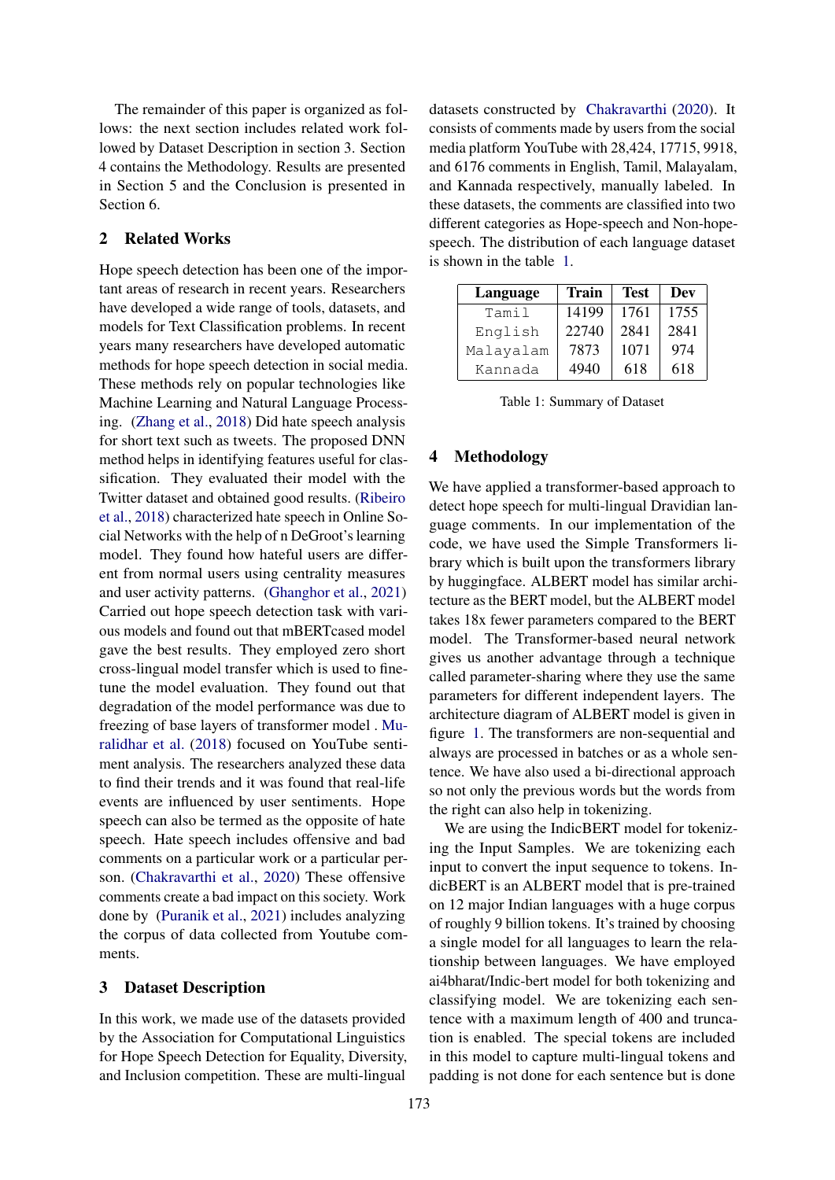The remainder of this paper is organized as follows: the next section includes related work followed by Dataset Description in section 3. Section 4 contains the Methodology. Results are presented in Section 5 and the Conclusion is presented in Section 6.

## 2 Related Works

Hope speech detection has been one of the important areas of research in recent years. Researchers have developed a wide range of tools, datasets, and models for Text Classification problems. In recent years many researchers have developed automatic methods for hope speech detection in social media. These methods rely on popular technologies like Machine Learning and Natural Language Processing. (Zhang et al., 2018) Did hate speech analysis for short text such as tweets. The proposed DNN method helps in identifying features useful for classification. They evaluated their model with the Twitter dataset and obtained good results. (Ribeiro et al., 2018) characterized hate speech in Online Social Networks with the help of n DeGroot's learning model. They found how hateful users are different from normal users using centrality measures and user activity patterns. (Ghanghor et al., 2021) Carried out hope speech detection task with various models and found out that mBERTcased model gave the best results. They employed zero short cross-lingual model transfer which is used to fine-tune the model evaluation. They found out that degradation of the model performance was due to freezing of base layers of transformer model . Muralidhar et al. (2018) focused on YouTube sentiment analysis. The researchers analyzed these data to find their trends and it was found that real-life events are influenced by user sentiments. Hope speech can also be termed as the opposite of hate speech. Hate speech includes offensive and bad comments on a particular work or a particular person. (Chakravarthi et al., 2020) These offensive comments create a bad impact on this society. Work done by (Puranik et al., 2021) includes analyzing the corpus of data collected from Youtube comments.

## 3 Dataset Description

In this work, we made use of the datasets provided by the Association for Computational Linguistics for Hope Speech Detection for Equality, Diversity, and Inclusion competition. These are multi-lingual datasets constructed by Chakravarthi (2020). It consists of comments made by users from the social media platform YouTube with 28,424, 17715, 9918, and 6176 comments in English, Tamil, Malayalam, and Kannada respectively, manually labeled. In these datasets, the comments are classified into two different categories as Hope-speech and Non-hope-speech. The distribution of each language dataset is shown in the table 1.

| Language | Train | Test | Dev |
|---|---|---|---|
| Tamil | 14199 | 1761 | 1755 |
| English | 22740 | 2841 | 2841 |
| Malayalam | 7873 | 1071 | 974 |
| Kannada | 4940 | 618 | 618 |

Table 1: Summary of Dataset

## 4 Methodology

We have applied a transformer-based approach to detect hope speech for multi-lingual Dravidian language comments. In our implementation of the code, we have used the Simple Transformers library which is built upon the transformers library by huggingface. ALBERT model has similar architecture as the BERT model, but the ALBERT model takes 18x fewer parameters compared to the BERT model. The Transformer-based neural network gives us another advantage through a technique called parameter-sharing where they use the same parameters for different independent layers. The architecture diagram of ALBERT model is given in figure 1. The transformers are non-sequential and always are processed in batches or as a whole sentence. We have also used a bi-directional approach so not only the previous words but the words from the right can also help in tokenizing.

We are using the IndicBERT model for tokenizing the Input Samples. We are tokenizing each input to convert the input sequence to tokens. IndicBERT is an ALBERT model that is pre-trained on 12 major Indian languages with a huge corpus of roughly 9 billion tokens. It's trained by choosing a single model for all languages to learn the relationship between languages. We have employed ai4bharat/Indic-bert model for both tokenizing and classifying model. We are tokenizing each sentence with a maximum length of 400 and truncation is enabled. The special tokens are included in this model to capture multi-lingual tokens and padding is not done for each sentence but is done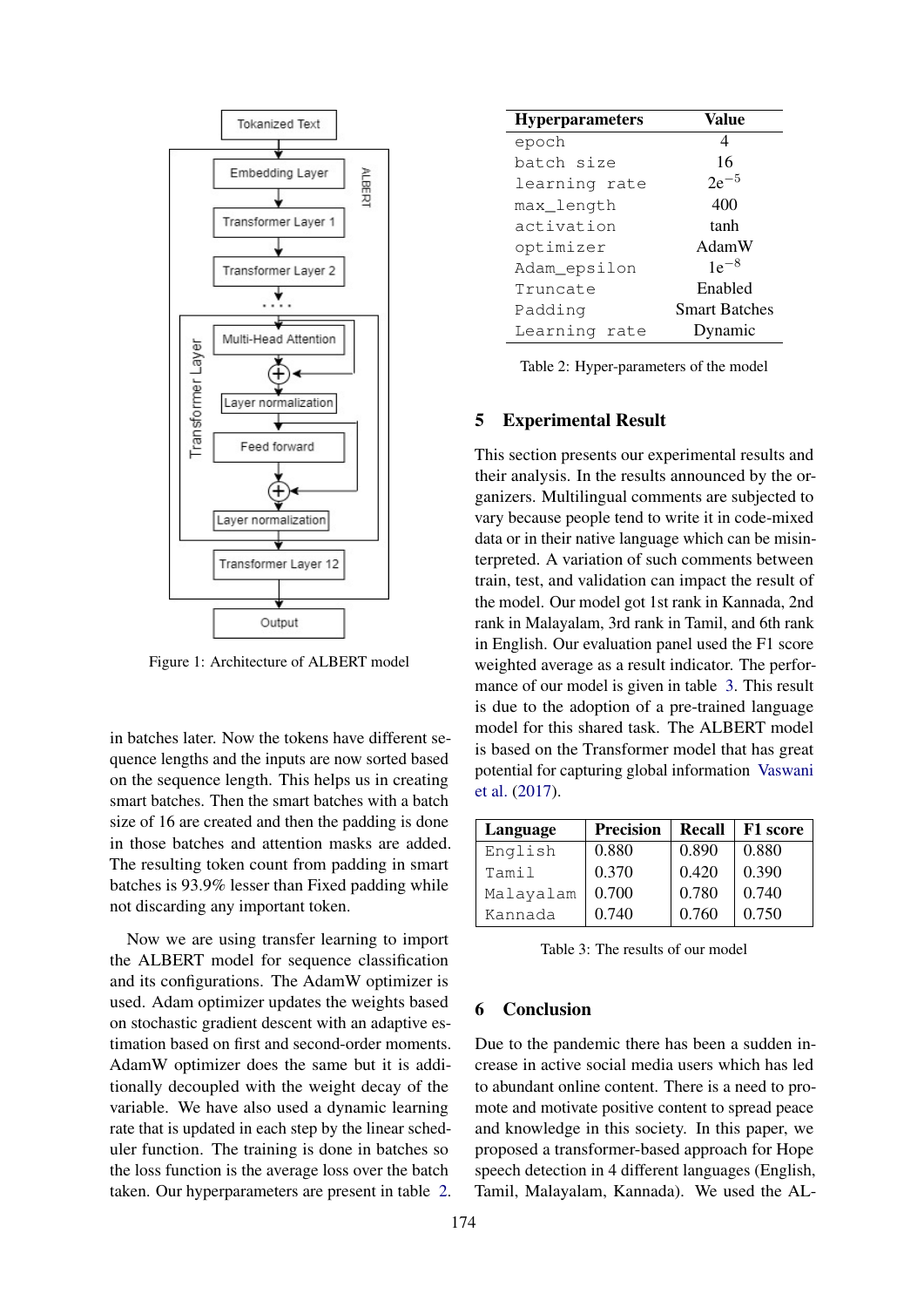Figure 1: Architecture of ALBERT model

in batches later. Now the tokens have different sequence lengths and the inputs are now sorted based on the sequence length. This helps us in creating smart batches. Then the smart batches with a batch size of 16 are created and then the padding is done in those batches and attention masks are added. The resulting token count from padding in smart batches is 93.9% lesser than Fixed padding while not discarding any important token.

Now we are using transfer learning to import the ALBERT model for sequence classification and its configurations. The AdamW optimizer is used. Adam optimizer updates the weights based on stochastic gradient descent with an adaptive estimation based on first and second-order moments. AdamW optimizer does the same but it is additionally decoupled with the weight decay of the variable. We have also used a dynamic learning rate that is updated in each step by the linear scheduler function. The training is done in batches so the loss function is the average loss over the batch taken. Our hyperparameters are present in table 2.

| Hyperparameters | Value |
|---|---|
| epoch | 4 |
| batch size | 16 |
| learning rate | $2e^{-5}$ |
| max_length | 400 |
| activation | tanh |
| optimizer | AdamW |
| Adam_epsilon | $1e^{-8}$ |
| Truncate | Enabled |
| Padding | Smart Batches |
| Learning rate | Dynamic |

Table 2: Hyper-parameters of the model

## 5 Experimental Result

This section presents our experimental results and their analysis. In the results announced by the organizers. Multilingual comments are subjected to vary because people tend to write it in code-mixed data or in their native language which can be misinterpreted. A variation of such comments between train, test, and validation can impact the result of the model. Our model got 1st rank in Kannada, 2nd rank in Malayalam, 3rd rank in Tamil, and 6th rank in English. Our evaluation panel used the F1 score weighted average as a result indicator. The performance of our model is given in table 3. This result is due to the adoption of a pre-trained language model for this shared task. The ALBERT model is based on the Transformer model that has great potential for capturing global information Vaswani et al. (2017).

| Language | Precision | Recall | F1 score |
|---|---|---|---|
| English | 0.880 | 0.890 | 0.880 |
| Tamil | 0.370 | 0.420 | 0.390 |
| Malayalam | 0.700 | 0.780 | 0.740 |
| Kannada | 0.740 | 0.760 | 0.750 |

Table 3: The results of our model

## 6 Conclusion

Due to the pandemic there has been a sudden increase in active social media users which has led to abundant online content. There is a need to promote and motivate positive content to spread peace and knowledge in this society. In this paper, we proposed a transformer-based approach for Hope speech detection in 4 different languages (English, Tamil, Malayalam, Kannada). We used the AL-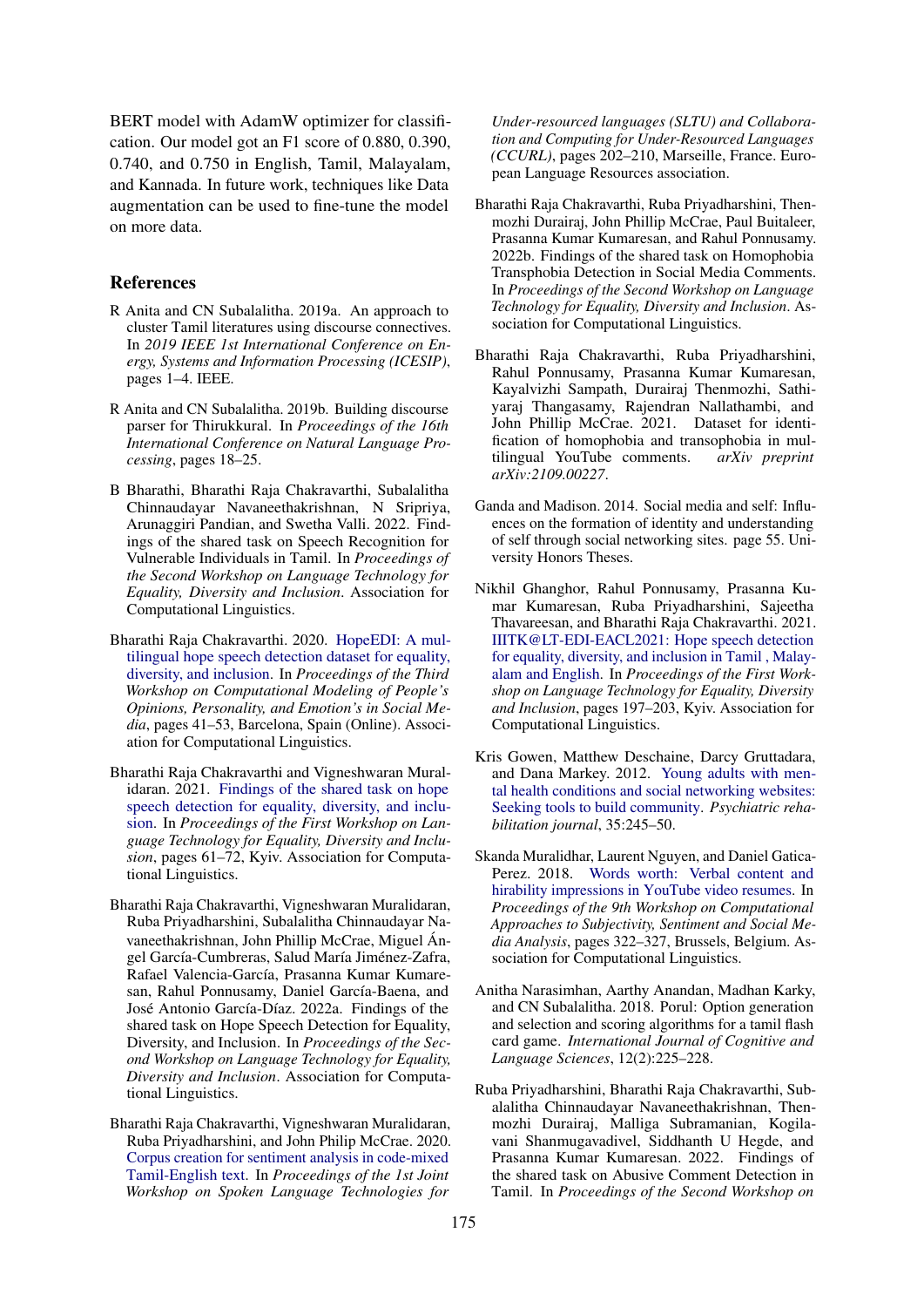BERT model with AdamW optimizer for classification. Our model got an F1 score of 0.880, 0.390, 0.740, and 0.750 in English, Tamil, Malayalam, and Kannada. In future work, techniques like Data augmentation can be used to fine-tune the model on more data.

## References

R Anita and CN Subalalitha. 2019a. An approach to cluster Tamil literatures using discourse connectives. In *2019 IEEE 1st International Conference on Energy, Systems and Information Processing (ICESIP)*, pages 1–4. IEEE.

R Anita and CN Subalalitha. 2019b. Building discourse parser for Thirukkural. In *Proceedings of the 16th International Conference on Natural Language Processing*, pages 18–25.

B Bharathi, Bharathi Raja Chakravarthi, Subalalitha Chinnaudayar Navaneethakrishnan, N Sripriya, Arunaggiri Pandian, and Swetha Valli. 2022. Findings of the shared task on Speech Recognition for Vulnerable Individuals in Tamil. In *Proceedings of the Second Workshop on Language Technology for Equality, Diversity and Inclusion*. Association for Computational Linguistics.

Bharathi Raja Chakravarthi. 2020. HopeEDI: A multilingual hope speech detection dataset for equality, diversity, and inclusion. In *Proceedings of the Third Workshop on Computational Modeling of People's Opinions, Personality, and Emotion's in Social Media*, pages 41–53, Barcelona, Spain (Online). Association for Computational Linguistics.

Bharathi Raja Chakravarthi and Vigneshwaran Muralidaran. 2021. Findings of the shared task on hope speech detection for equality, diversity, and inclusion. In *Proceedings of the First Workshop on Language Technology for Equality, Diversity and Inclusion*, pages 61–72, Kyiv. Association for Computational Linguistics.

Bharathi Raja Chakravarthi, Vigneshwaran Muralidaran, Ruba Priyadharshini, Subalalitha Chinnaudayar Navaneethakrishnan, John Phillip McCrae, Miguel Ángel García-Cumbreras, Salud María Jiménez-Zafra, Rafael Valencia-García, Prasanna Kumar Kumaresan, Rahul Ponnusamy, Daniel García-Baena, and José Antonio García-Díaz. 2022a. Findings of the shared task on Hope Speech Detection for Equality, Diversity, and Inclusion. In *Proceedings of the Second Workshop on Language Technology for Equality, Diversity and Inclusion*. Association for Computational Linguistics.

Bharathi Raja Chakravarthi, Vigneshwaran Muralidaran, Ruba Priyadharshini, and John Philip McCrae. 2020. Corpus creation for sentiment analysis in code-mixed Tamil-English text. In *Proceedings of the 1st Joint Workshop on Spoken Language Technologies for Under-resourced languages (SLTU) and Collaboration and Computing for Under-Resourced Languages (CCURL)*, pages 202–210, Marseille, France. European Language Resources association.

Bharathi Raja Chakravarthi, Ruba Priyadharshini, Thenmozhi Durairaj, John Phillip McCrae, Paul Buitaleer, Prasanna Kumar Kumaresan, and Rahul Ponnusamy. 2022b. Findings of the shared task on Homophobia Transphobia Detection in Social Media Comments. In *Proceedings of the Second Workshop on Language Technology for Equality, Diversity and Inclusion*. Association for Computational Linguistics.

Bharathi Raja Chakravarthi, Ruba Priyadharshini, Rahul Ponnusamy, Prasanna Kumar Kumaresan, Kayalvizhi Sampath, Durairaj Thenmozhi, Sathiyaraj Thangasamy, Rajendran Nallathambi, and John Phillip McCrae. 2021. Dataset for identification of homophobia and transophobia in multilingual YouTube comments. *arXiv preprint arXiv:2109.00227*.

Ganda and Madison. 2014. Social media and self: Influences on the formation of identity and understanding of self through social networking sites. page 55. University Honors Theses.

Nikhil Ghanghor, Rahul Ponnusamy, Prasanna Kumar Kumaresan, Ruba Priyadharshini, Sajeetha Thavareesan, and Bharathi Raja Chakravarthi. 2021. IIITK@LT-EDI-EACL2021: Hope speech detection for equality, diversity, and inclusion in Tamil , Malayalam and English. In *Proceedings of the First Workshop on Language Technology for Equality, Diversity and Inclusion*, pages 197–203, Kyiv. Association for Computational Linguistics.

Kris Gowen, Matthew Deschaine, Darcy Gruttadara, and Dana Markey. 2012. Young adults with mental health conditions and social networking websites: Seeking tools to build community. *Psychiatric rehabilitation journal*, 35:245–50.

Skanda Muralidhar, Laurent Nguyen, and Daniel Gatica-Perez. 2018. Words worth: Verbal content and hirability impressions in YouTube video resumes. In *Proceedings of the 9th Workshop on Computational Approaches to Subjectivity, Sentiment and Social Media Analysis*, pages 322–327, Brussels, Belgium. Association for Computational Linguistics.

Anitha Narasimhan, Aarthy Anandan, Madhan Karky, and CN Subalalitha. 2018. Porul: Option generation and selection and scoring algorithms for a tamil flash card game. *International Journal of Cognitive and Language Sciences*, 12(2):225–228.

Ruba Priyadharshini, Bharathi Raja Chakravarthi, Subalalitha Chinnaudayar Navaneethakrishnan, Thenmozhi Durairaj, Malliga Subramanian, Kogilavani Shanmugavadivel, Siddhanth U Hegde, and Prasanna Kumar Kumaresan. 2022. Findings of the shared task on Abusive Comment Detection in Tamil. In *Proceedings of the Second Workshop on*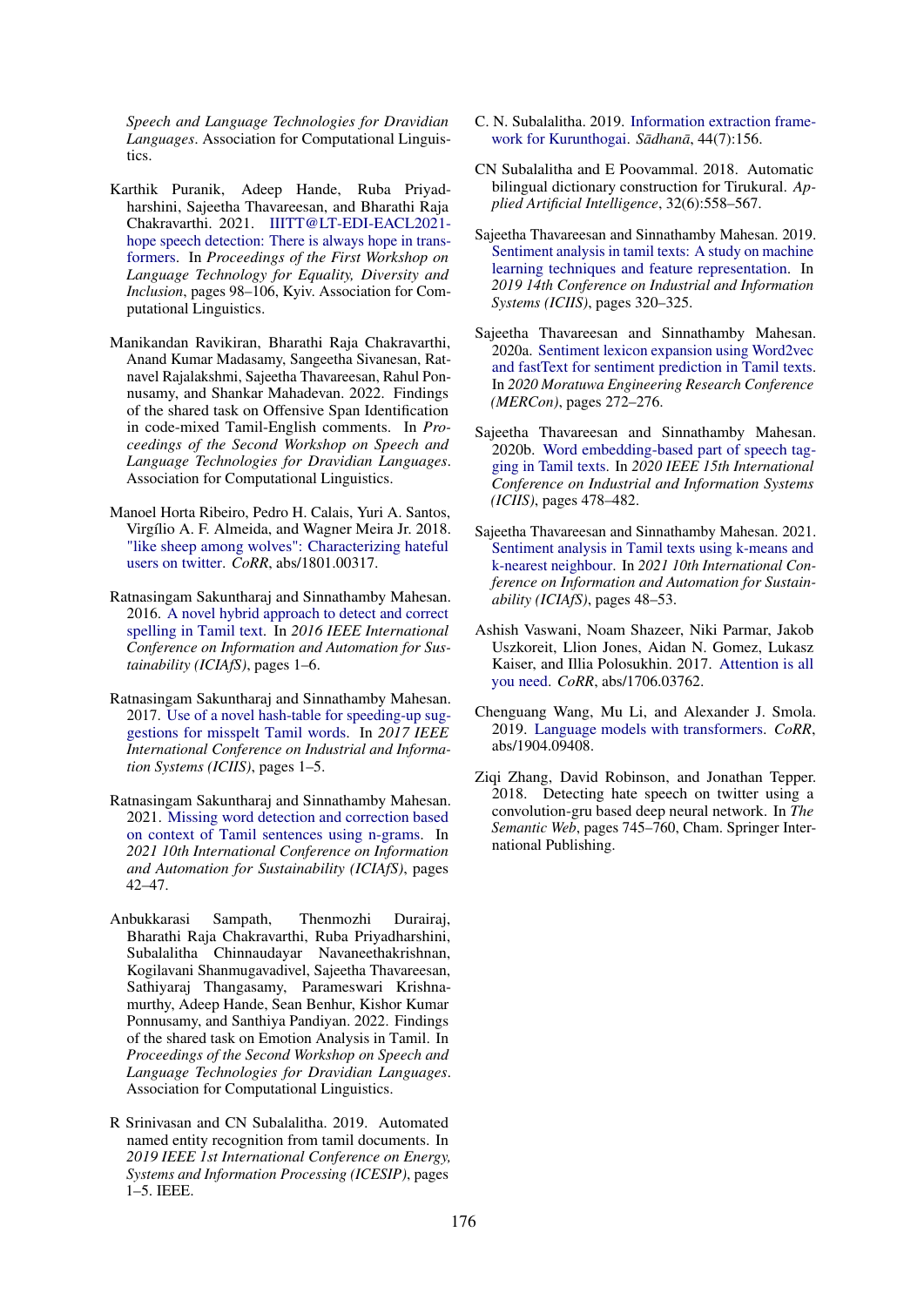*Speech and Language Technologies for Dravidian Languages*. Association for Computational Linguistics.

Karthik Puranik, Adeep Hande, Ruba Priyadharshini, Sajeetha Thavareesan, and Bharathi Raja Chakravarthi. 2021. IIITT@LT-EDI-EACL2021-hope speech detection: There is always hope in transformers. In *Proceedings of the First Workshop on Language Technology for Equality, Diversity and Inclusion*, pages 98–106, Kyiv. Association for Computational Linguistics.

Manikandan Ravikiran, Bharathi Raja Chakravarthi, Anand Kumar Madasamy, Sangeetha Sivanesan, Ratnavel Rajalakshmi, Sajeetha Thavareesan, Rahul Ponnusamy, and Shankar Mahadevan. 2022. Findings of the shared task on Offensive Span Identification in code-mixed Tamil-English comments. In *Proceedings of the Second Workshop on Speech and Language Technologies for Dravidian Languages*. Association for Computational Linguistics.

Manoel Horta Ribeiro, Pedro H. Calais, Yuri A. Santos, Virgílio A. F. Almeida, and Wagner Meira Jr. 2018. "like sheep among wolves": Characterizing hateful users on twitter. *CoRR*, abs/1801.00317.

Ratnasingam Sakuntharaj and Sinnathamby Mahesan. 2016. A novel hybrid approach to detect and correct spelling in Tamil text. In *2016 IEEE International Conference on Information and Automation for Sustainability (ICIAfS)*, pages 1–6.

Ratnasingam Sakuntharaj and Sinnathamby Mahesan. 2017. Use of a novel hash-table for speeding-up suggestions for misspelt Tamil words. In *2017 IEEE International Conference on Industrial and Information Systems (ICIIS)*, pages 1–5.

Ratnasingam Sakuntharaj and Sinnathamby Mahesan. 2021. Missing word detection and correction based on context of Tamil sentences using n-grams. In *2021 10th International Conference on Information and Automation for Sustainability (ICIAfS)*, pages 42–47.

Anbukkarasi Sampath, Thenmozhi Durairaj, Bharathi Raja Chakravarthi, Ruba Priyadharshini, Subalalitha Chinnaudayar Navaneethakrishnan, Kogilavani Shanmugavadivel, Sajeetha Thavareesan, Sathiyaraj Thangasamy, Parameswari Krishnamurthy, Adeep Hande, Sean Benhur, Kishor Kumar Ponnusamy, and Santhiya Pandiyan. 2022. Findings of the shared task on Emotion Analysis in Tamil. In *Proceedings of the Second Workshop on Speech and Language Technologies for Dravidian Languages*. Association for Computational Linguistics.

R Srinivasan and CN Subalalitha. 2019. Automated named entity recognition from tamil documents. In *2019 IEEE 1st International Conference on Energy, Systems and Information Processing (ICESIP)*, pages 1–5. IEEE.

C. N. Subalalitha. 2019. Information extraction framework for Kurunthogai. *Sādhanā*, 44(7):156.

CN Subalalitha and E Poovammal. 2018. Automatic bilingual dictionary construction for Tirukural. *Applied Artificial Intelligence*, 32(6):558–567.

Sajeetha Thavareesan and Sinnathamby Mahesan. 2019. Sentiment analysis in tamil texts: A study on machine learning techniques and feature representation. In *2019 14th Conference on Industrial and Information Systems (ICIIS)*, pages 320–325.

Sajeetha Thavareesan and Sinnathamby Mahesan. 2020a. Sentiment lexicon expansion using Word2vec and fastText for sentiment prediction in Tamil texts. In *2020 Moratuwa Engineering Research Conference (MERCon)*, pages 272–276.

Sajeetha Thavareesan and Sinnathamby Mahesan. 2020b. Word embedding-based part of speech tagging in Tamil texts. In *2020 IEEE 15th International Conference on Industrial and Information Systems (ICIIS)*, pages 478–482.

Sajeetha Thavareesan and Sinnathamby Mahesan. 2021. Sentiment analysis in Tamil texts using k-means and k-nearest neighbour. In *2021 10th International Conference on Information and Automation for Sustainability (ICIAfS)*, pages 48–53.

Ashish Vaswani, Noam Shazeer, Niki Parmar, Jakob Uszkoreit, Llion Jones, Aidan N. Gomez, Lukasz Kaiser, and Illia Polosukhin. 2017. Attention is all you need. *CoRR*, abs/1706.03762.

Chenguang Wang, Mu Li, and Alexander J. Smola. 2019. Language models with transformers. *CoRR*, abs/1904.09408.

Ziqi Zhang, David Robinson, and Jonathan Tepper. 2018. Detecting hate speech on twitter using a convolution-gru based deep neural network. In *The Semantic Web*, pages 745–760, Cham. Springer International Publishing.